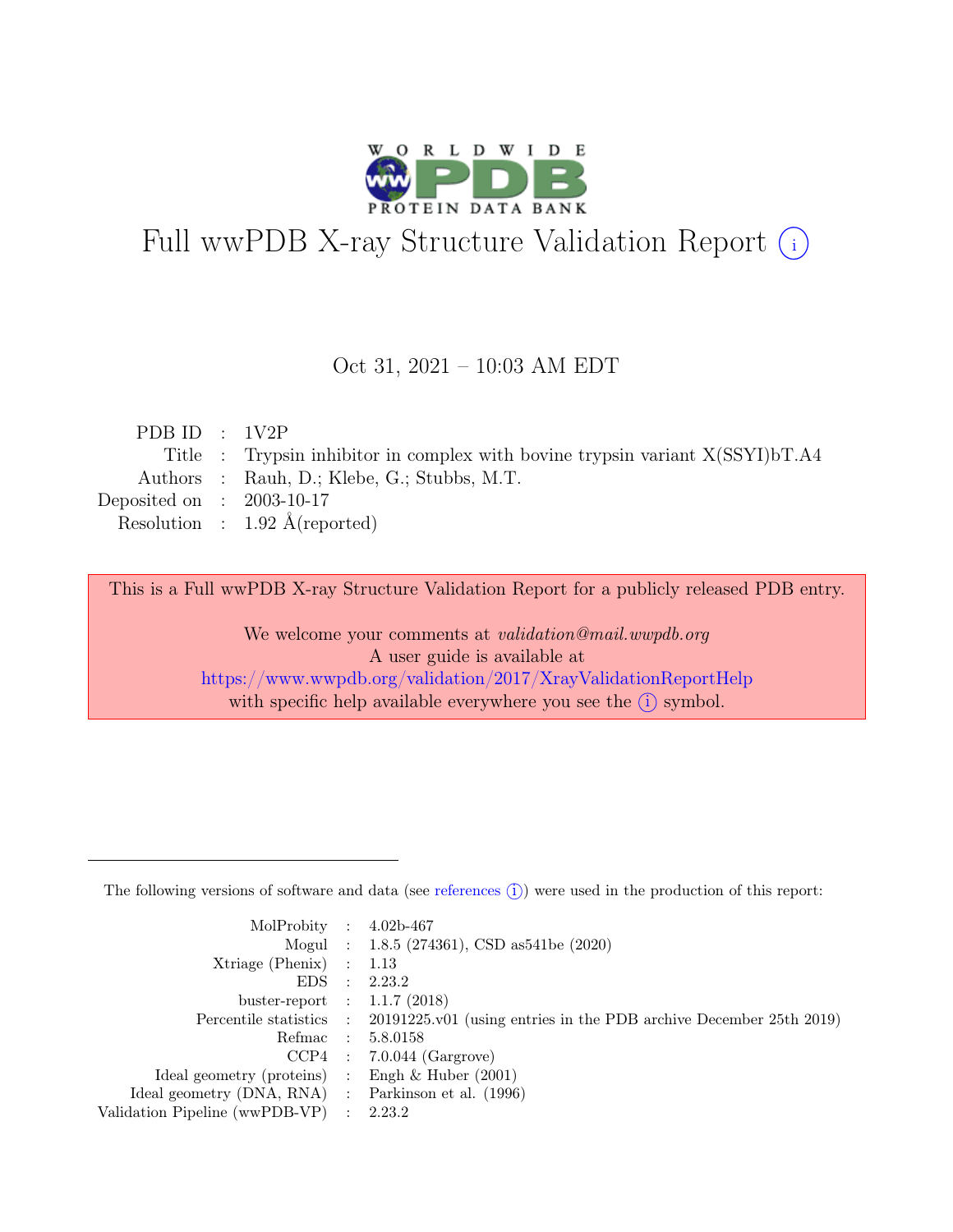# Full wwPDB X-ray Structure Validation Report

Oct 31, 2021 – 10:03 AM EDT

| | | |
|---|---|---|
| PDB ID | : | 1V2P |
| Title | : | Trypsin inhibitor in complex with bovine trypsin variant X(SSYI)bT.A4 |
| Authors | : | Rauh, D.; Klebe, G.; Stubbs, M.T. |
| Deposited on | : | 2003-10-17 |
| Resolution | : | 1.92 Å(reported) |

This is a Full wwPDB X-ray Structure Validation Report for a publicly released PDB entry.

We welcome your comments at *validation@mail.wwpdb.org*
A user guide is available at
https://www.wwpdb.org/validation/2017/XrayValidationReportHelp
with specific help available everywhere you see the (i) symbol.

---

The following versions of software and data (see references (i)) were used in the production of this report:

| | | |
|---|---|---|
| MolProbity | : | 4.02b-467 |
| Mogul | : | 1.8.5 (274361), CSD as541be (2020) |
| Xtriage (Phenix) | : | 1.13 |
| EDS | : | 2.23.2 |
| buster-report | : | 1.1.7 (2018) |
| Percentile statistics | : | 20191225.v01 (using entries in the PDB archive December 25th 2019) |
| Refmac | : | 5.8.0158 |
| CCP4 | : | 7.0.044 (Gargrove) |
| Ideal geometry (proteins) | : | Engh & Huber (2001) |
| Ideal geometry (DNA, RNA) | : | Parkinson et al. (1996) |
| Validation Pipeline (wwPDB-VP) | : | 2.23.2 |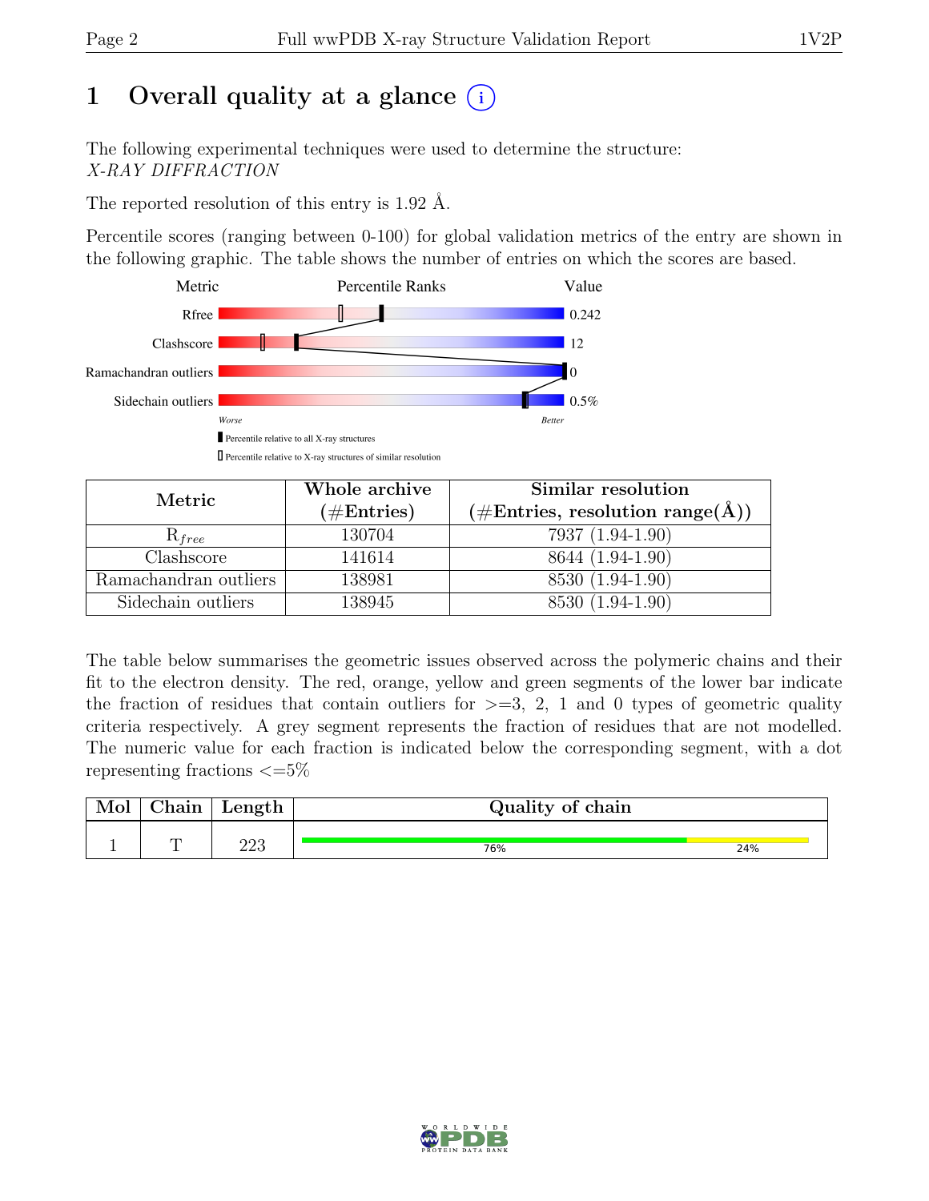# 1 Overall quality at a glance (i)

The following experimental techniques were used to determine the structure:
*X-RAY DIFFRACTION*

The reported resolution of this entry is 1.92 Å.

Percentile scores (ranging between 0-100) for global validation metrics of the entry are shown in the following graphic. The table shows the number of entries on which the scores are based.

| Metric | Value |
|---|---|
| Rfree | 0.242 |
| Clashscore | 12 |
| Ramachandran outliers | 0 |
| Sidechain outliers | 0.5% |

Worse — Better

▮ Percentile relative to all X-ray structures

▯ Percentile relative to X-ray structures of similar resolution

| Metric | Whole archive (#Entries) | Similar resolution (#Entries, resolution range(Å)) |
|---|---|---|
| $R_{free}$ | 130704 | 7937 (1.94-1.90) |
| Clashscore | 141614 | 8644 (1.94-1.90) |
| Ramachandran outliers | 138981 | 8530 (1.94-1.90) |
| Sidechain outliers | 138945 | 8530 (1.94-1.90) |

The table below summarises the geometric issues observed across the polymeric chains and their fit to the electron density. The red, orange, yellow and green segments of the lower bar indicate the fraction of residues that contain outliers for >=3, 2, 1 and 0 types of geometric quality criteria respectively. A grey segment represents the fraction of residues that are not modelled. The numeric value for each fraction is indicated below the corresponding segment, with a dot representing fractions <=5%

| Mol | Chain | Length | Quality of chain |
|---|---|---|---|
| 1 | T | 223 | 76% 24% |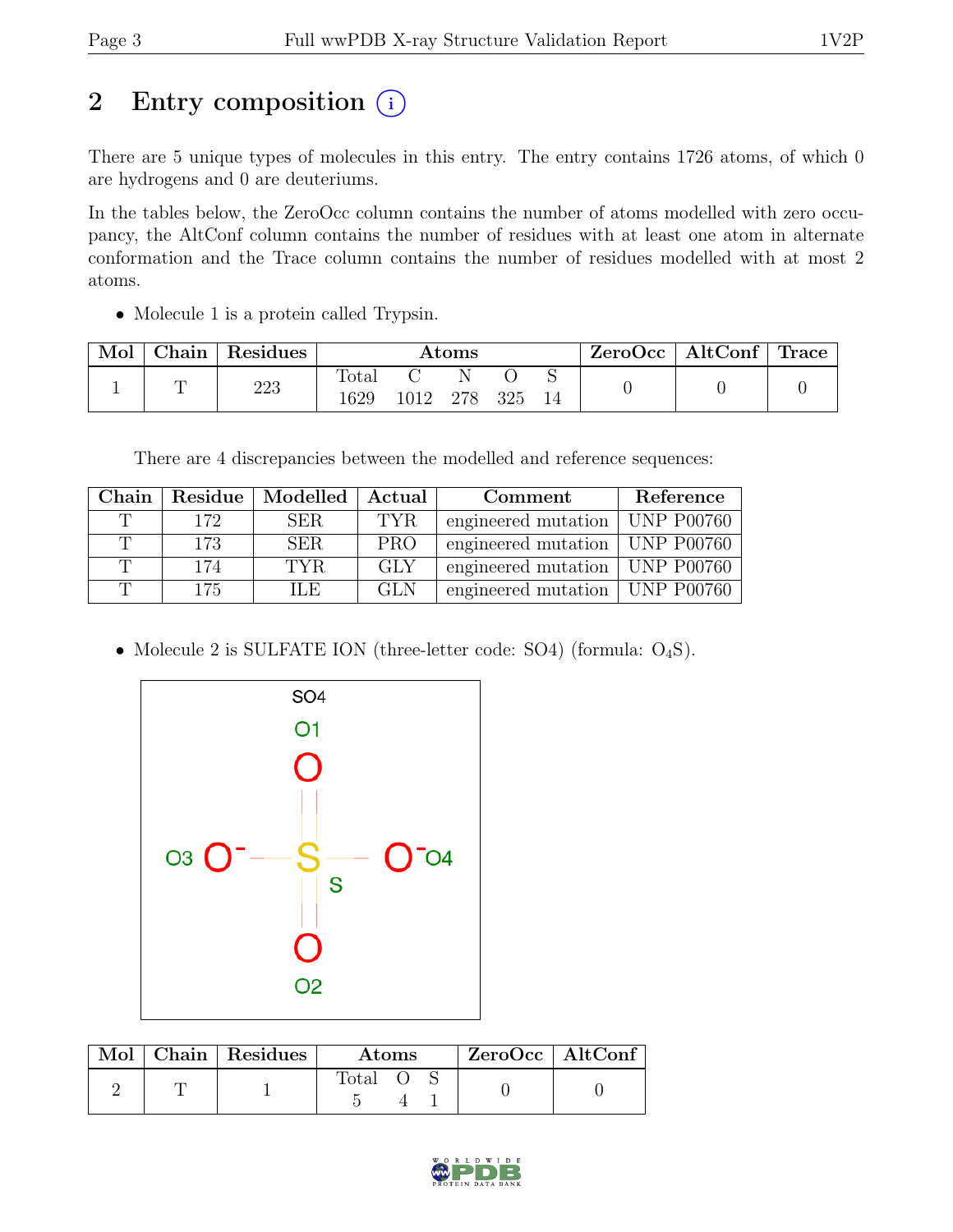## 2 Entry composition

There are 5 unique types of molecules in this entry. The entry contains 1726 atoms, of which 0 are hydrogens and 0 are deuteriums.

In the tables below, the ZeroOcc column contains the number of atoms modelled with zero occupancy, the AltConf column contains the number of residues with at least one atom in alternate conformation and the Trace column contains the number of residues modelled with at most 2 atoms.

- Molecule 1 is a protein called Trypsin.

| Mol | Chain | Residues | Atoms | | | | | ZeroOcc | AltConf | Trace |
|---|---|---|---|---|---|---|---|---|---|---|
| | | | Total | C | N | O | S | | | |
| 1 | T | 223 | 1629 | 1012 | 278 | 325 | 14 | 0 | 0 | 0 |

There are 4 discrepancies between the modelled and reference sequences:

| Chain | Residue | Modelled | Actual | Comment | Reference |
|---|---|---|---|---|---|
| T | 172 | SER | TYR | engineered mutation | UNP P00760 |
| T | 173 | SER | PRO | engineered mutation | UNP P00760 |
| T | 174 | TYR | GLY | engineered mutation | UNP P00760 |
| T | 175 | ILE | GLN | engineered mutation | UNP P00760 |

- Molecule 2 is SULFATE ION (three-letter code: SO4) (formula: $O_4S$).

| Mol | Chain | Residues | Atoms | | | ZeroOcc | AltConf |
|---|---|---|---|---|---|---|---|
| | | | Total | O | S | | |
| 2 | T | 1 | 5 | 4 | 1 | 0 | 0 |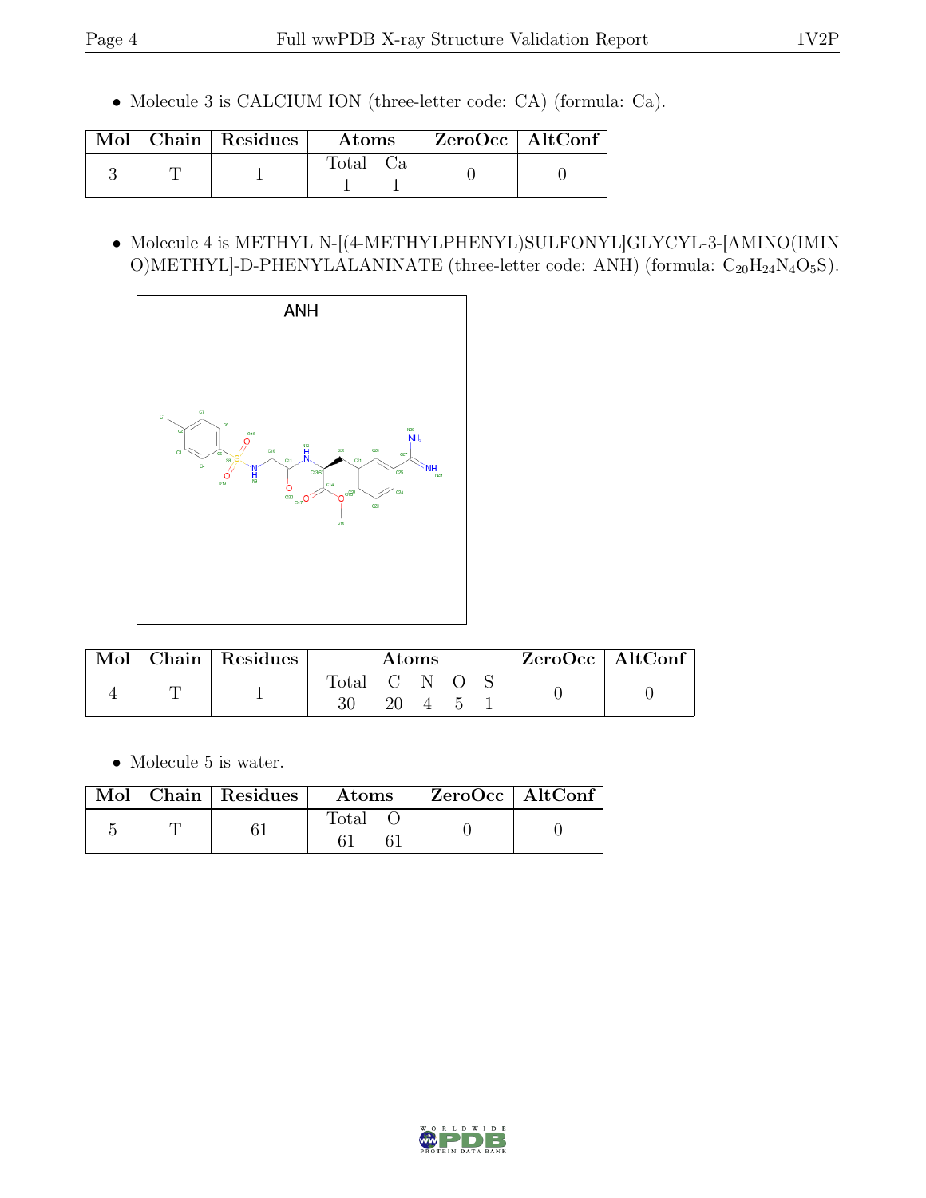- Molecule 3 is CALCIUM ION (three-letter code: CA) (formula: Ca).

| Mol | Chain | Residues | Atoms | ZeroOcc | AltConf |
|---|---|---|---|---|---|
| 3 | T | 1 | Total Ca<br>1 1 | 0 | 0 |

- Molecule 4 is METHYL N-[(4-METHYLPHENYL)SULFONYL]GLYCYL-3-[AMINO(IMINO)METHYL]-D-PHENYLALANINATE (three-letter code: ANH) (formula: $C_{20}H_{24}N_4O_5S$).

| Mol | Chain | Residues | Atoms | ZeroOcc | AltConf |
|---|---|---|---|---|---|
| 4 | T | 1 | Total C N O S<br>30 20 4 5 1 | 0 | 0 |

- Molecule 5 is water.

| Mol | Chain | Residues | Atoms | ZeroOcc | AltConf |
|---|---|---|---|---|---|
| 5 | T | 61 | Total O<br>61 61 | 0 | 0 |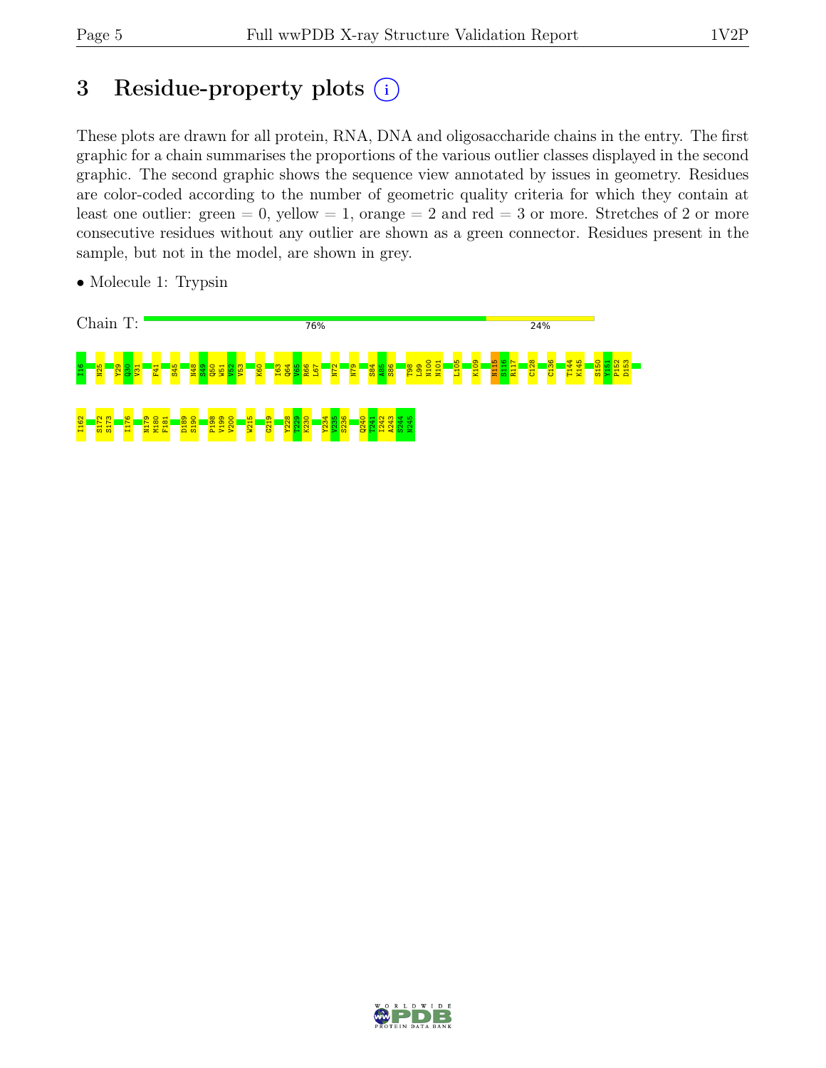# 3 Residue-property plots

These plots are drawn for all protein, RNA, DNA and oligosaccharide chains in the entry. The first graphic for a chain summarises the proportions of the various outlier classes displayed in the second graphic. The second graphic shows the sequence view annotated by issues in geometry. Residues are color-coded according to the number of geometric quality criteria for which they contain at least one outlier: green = 0, yellow = 1, orange = 2 and red = 3 or more. Stretches of 2 or more consecutive residues without any outlier are shown as a green connector. Residues present in the sample, but not in the model, are shown in grey.

- Molecule 1: Trypsin

Chain T: 76% 24%

I16 N25 Y29 Q30 V31 F41 S45 N48 S49 Q50 W51 V52 V53 K60 I63 Q64 V65 R66 L67 N72 N79 S84 A85 S86 T98 L99 N100 N101 L105 K109 N115 S116 R117 C128 C136 T144 K145 S150 Y151 P152 D153

I162 S172 S173 I176 N179 M180 F181 D189 S190 P198 V199 V200 W215 G219 Y228 T229 K230 Y234 V235 S236 Q240 T241 I242 A243 S244 N245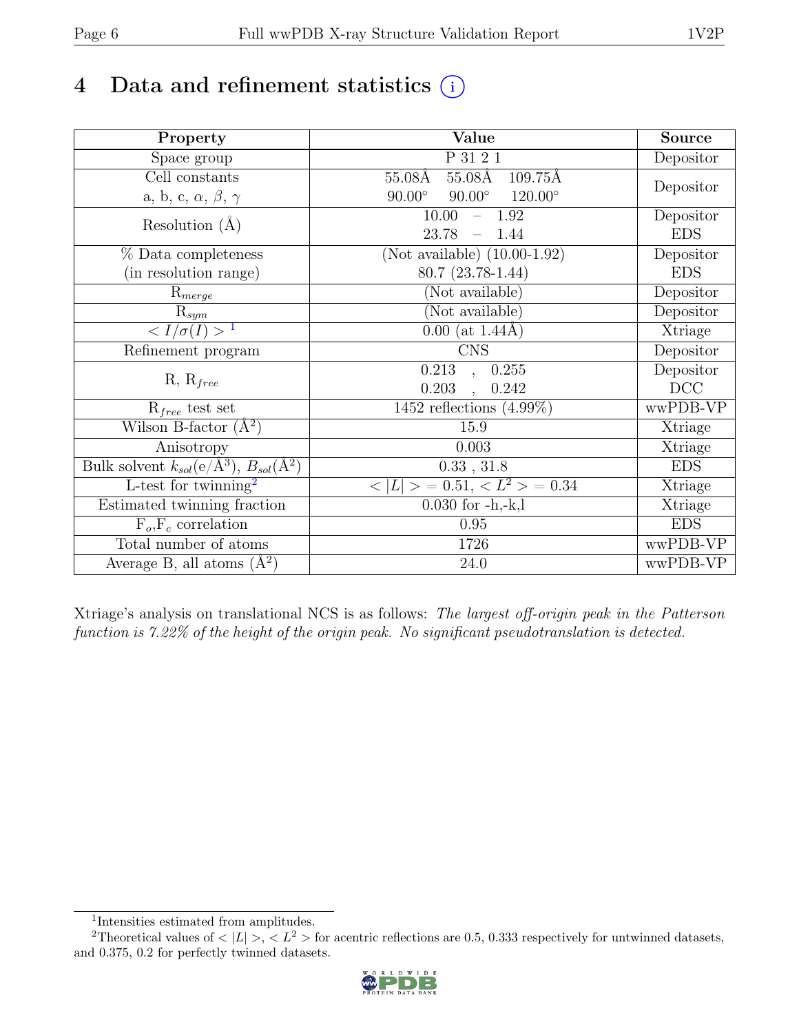# 4 Data and refinement statistics

| Property | Value | Source |
|---|---|---|
| Space group | P 31 2 1 | Depositor |
| Cell constants<br>a, b, c, $\alpha$, $\beta$, $\gamma$ | 55.08Å 55.08Å 109.75Å<br>90.00° 90.00° 120.00° | Depositor |
| Resolution (Å) | 10.00 – 1.92<br>23.78 – 1.44 | Depositor<br>EDS |
| % Data completeness<br>(in resolution range) | (Not available) (10.00-1.92)<br>80.7 (23.78-1.44) | Depositor<br>EDS |
| $R_{merge}$ | (Not available) | Depositor |
| $R_{sym}$ | (Not available) | Depositor |
| $< I/\sigma(I) >$ [1] | 0.00 (at 1.44Å) | Xtriage |
| Refinement program | CNS | Depositor |
| R, $R_{free}$ | 0.213 , 0.255<br>0.203 , 0.242 | Depositor<br>DCC |
| $R_{free}$ test set | 1452 reflections (4.99%) | wwPDB-VP |
| Wilson B-factor (Å$^2$) | 15.9 | Xtriage |
| Anisotropy | 0.003 | Xtriage |
| Bulk solvent $k_{sol}$(e/Å$^3$), $B_{sol}$(Å$^2$) | 0.33 , 31.8 | EDS |
| L-test for twinning[2] | $< \|L\| >$ = 0.51, $< L^2 >$ = 0.34 | Xtriage |
| Estimated twinning fraction | 0.030 for -h,-k,l | Xtriage |
| $F_o$,$F_c$ correlation | 0.95 | EDS |
| Total number of atoms | 1726 | wwPDB-VP |
| Average B, all atoms (Å$^2$) | 24.0 | wwPDB-VP |

Xtriage's analysis on translational NCS is as follows: *The largest off-origin peak in the Patterson function is 7.22% of the height of the origin peak. No significant pseudotranslation is detected.*

[1] Intensities estimated from amplitudes.

[2] Theoretical values of $< |L| >$, $< L^2 >$ for acentric reflections are 0.5, 0.333 respectively for untwinned datasets, and 0.375, 0.2 for perfectly twinned datasets.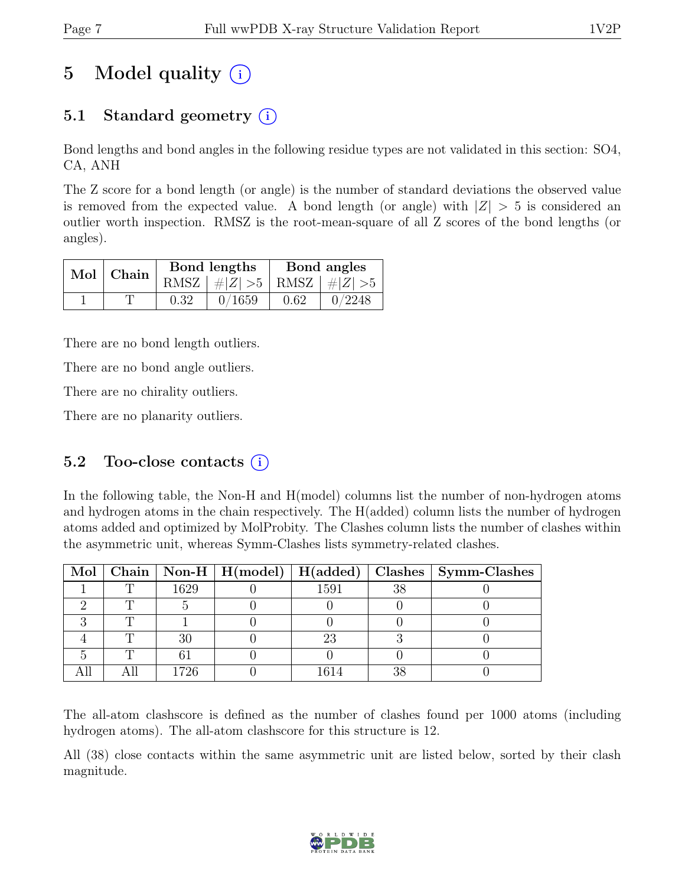# 5 Model quality (i)

## 5.1 Standard geometry (i)

Bond lengths and bond angles in the following residue types are not validated in this section: SO4, CA, ANH

The Z score for a bond length (or angle) is the number of standard deviations the observed value is removed from the expected value. A bond length (or angle) with $|Z| > 5$ is considered an outlier worth inspection. RMSZ is the root-mean-square of all Z scores of the bond lengths (or angles).

| Mol | Chain | Bond lengths | | Bond angles | |
|---|---|---|---|---|---|
| | | RMSZ | $\#\|Z\| > 5$ | RMSZ | $\#\|Z\| > 5$ |
| 1 | T | 0.32 | 0/1659 | 0.62 | 0/2248 |

There are no bond length outliers.

There are no bond angle outliers.

There are no chirality outliers.

There are no planarity outliers.

## 5.2 Too-close contacts (i)

In the following table, the Non-H and H(model) columns list the number of non-hydrogen atoms and hydrogen atoms in the chain respectively. The H(added) column lists the number of hydrogen atoms added and optimized by MolProbity. The Clashes column lists the number of clashes within the asymmetric unit, whereas Symm-Clashes lists symmetry-related clashes.

| Mol | Chain | Non-H | H(model) | H(added) | Clashes | Symm-Clashes |
|---|---|---|---|---|---|---|
| 1 | T | 1629 | 0 | 1591 | 38 | 0 |
| 2 | T | 5 | 0 | 0 | 0 | 0 |
| 3 | T | 1 | 0 | 0 | 0 | 0 |
| 4 | T | 30 | 0 | 23 | 3 | 0 |
| 5 | T | 61 | 0 | 0 | 0 | 0 |
| All | All | 1726 | 0 | 1614 | 38 | 0 |

The all-atom clashscore is defined as the number of clashes found per 1000 atoms (including hydrogen atoms). The all-atom clashscore for this structure is 12.

All (38) close contacts within the same asymmetric unit are listed below, sorted by their clash magnitude.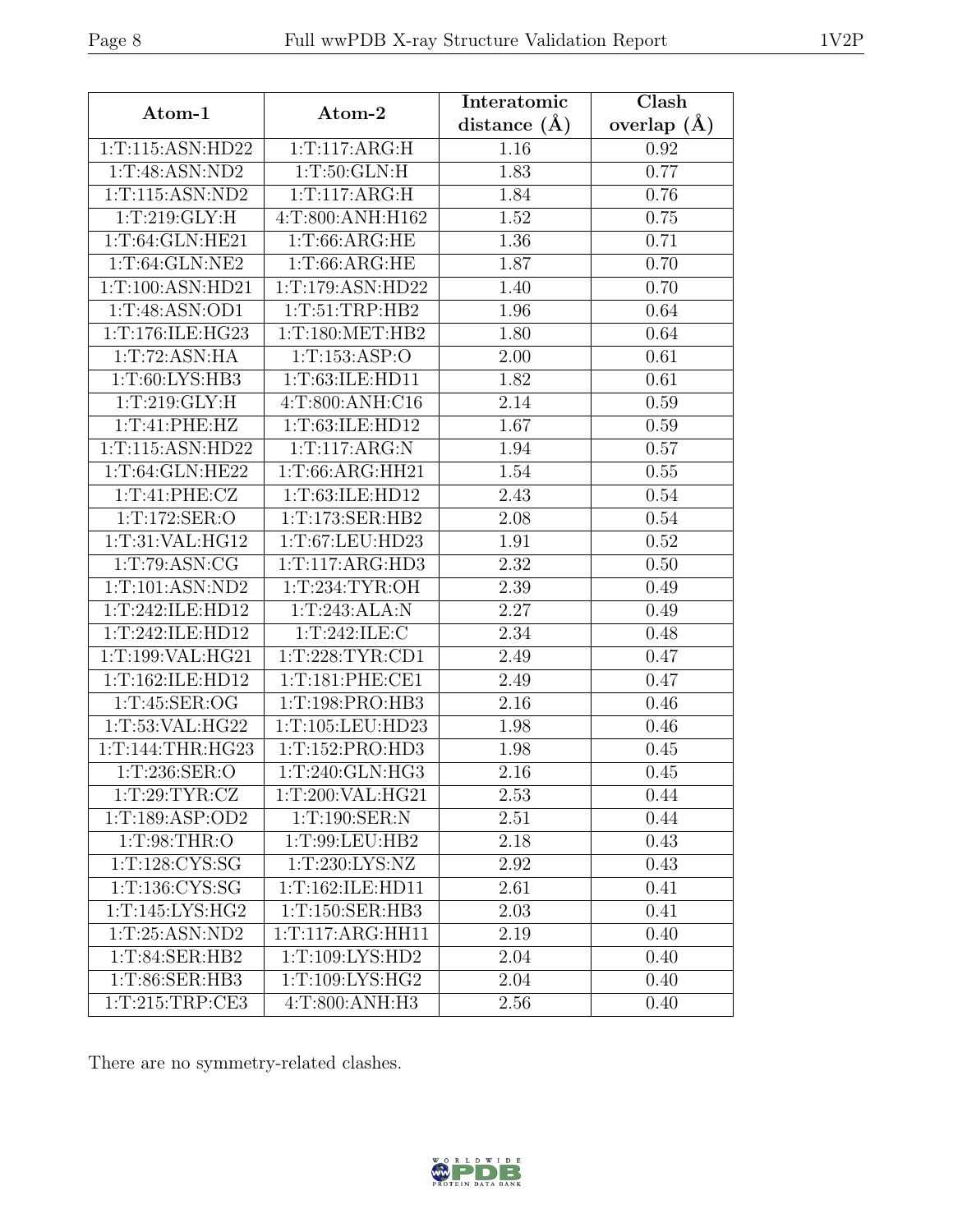| Atom-1 | Atom-2 | Interatomic distance (Å) | Clash overlap (Å) |
|---|---|---|---|
| 1:T:115:ASN:HD22 | 1:T:117:ARG:H | 1.16 | 0.92 |
| 1:T:48:ASN:ND2 | 1:T:50:GLN:H | 1.83 | 0.77 |
| 1:T:115:ASN:ND2 | 1:T:117:ARG:H | 1.84 | 0.76 |
| 1:T:219:GLY:H | 4:T:800:ANH:H162 | 1.52 | 0.75 |
| 1:T:64:GLN:HE21 | 1:T:66:ARG:HE | 1.36 | 0.71 |
| 1:T:64:GLN:NE2 | 1:T:66:ARG:HE | 1.87 | 0.70 |
| 1:T:100:ASN:HD21 | 1:T:179:ASN:HD22 | 1.40 | 0.70 |
| 1:T:48:ASN:OD1 | 1:T:51:TRP:HB2 | 1.96 | 0.64 |
| 1:T:176:ILE:HG23 | 1:T:180:MET:HB2 | 1.80 | 0.64 |
| 1:T:72:ASN:HA | 1:T:153:ASP:O | 2.00 | 0.61 |
| 1:T:60:LYS:HB3 | 1:T:63:ILE:HD11 | 1.82 | 0.61 |
| 1:T:219:GLY:H | 4:T:800:ANH:C16 | 2.14 | 0.59 |
| 1:T:41:PHE:HZ | 1:T:63:ILE:HD12 | 1.67 | 0.59 |
| 1:T:115:ASN:HD22 | 1:T:117:ARG:N | 1.94 | 0.57 |
| 1:T:64:GLN:HE22 | 1:T:66:ARG:HH21 | 1.54 | 0.55 |
| 1:T:41:PHE:CZ | 1:T:63:ILE:HD12 | 2.43 | 0.54 |
| 1:T:172:SER:O | 1:T:173:SER:HB2 | 2.08 | 0.54 |
| 1:T:31:VAL:HG12 | 1:T:67:LEU:HD23 | 1.91 | 0.52 |
| 1:T:79:ASN:CG | 1:T:117:ARG:HD3 | 2.32 | 0.50 |
| 1:T:101:ASN:ND2 | 1:T:234:TYR:OH | 2.39 | 0.49 |
| 1:T:242:ILE:HD12 | 1:T:243:ALA:N | 2.27 | 0.49 |
| 1:T:242:ILE:HD12 | 1:T:242:ILE:C | 2.34 | 0.48 |
| 1:T:199:VAL:HG21 | 1:T:228:TYR:CD1 | 2.49 | 0.47 |
| 1:T:162:ILE:HD12 | 1:T:181:PHE:CE1 | 2.49 | 0.47 |
| 1:T:45:SER:OG | 1:T:198:PRO:HB3 | 2.16 | 0.46 |
| 1:T:53:VAL:HG22 | 1:T:105:LEU:HD23 | 1.98 | 0.46 |
| 1:T:144:THR:HG23 | 1:T:152:PRO:HD3 | 1.98 | 0.45 |
| 1:T:236:SER:O | 1:T:240:GLN:HG3 | 2.16 | 0.45 |
| 1:T:29:TYR:CZ | 1:T:200:VAL:HG21 | 2.53 | 0.44 |
| 1:T:189:ASP:OD2 | 1:T:190:SER:N | 2.51 | 0.44 |
| 1:T:98:THR:O | 1:T:99:LEU:HB2 | 2.18 | 0.43 |
| 1:T:128:CYS:SG | 1:T:230:LYS:NZ | 2.92 | 0.43 |
| 1:T:136:CYS:SG | 1:T:162:ILE:HD11 | 2.61 | 0.41 |
| 1:T:145:LYS:HG2 | 1:T:150:SER:HB3 | 2.03 | 0.41 |
| 1:T:25:ASN:ND2 | 1:T:117:ARG:HH11 | 2.19 | 0.40 |
| 1:T:84:SER:HB2 | 1:T:109:LYS:HD2 | 2.04 | 0.40 |
| 1:T:86:SER:HB3 | 1:T:109:LYS:HG2 | 2.04 | 0.40 |
| 1:T:215:TRP:CE3 | 4:T:800:ANH:H3 | 2.56 | 0.40 |

There are no symmetry-related clashes.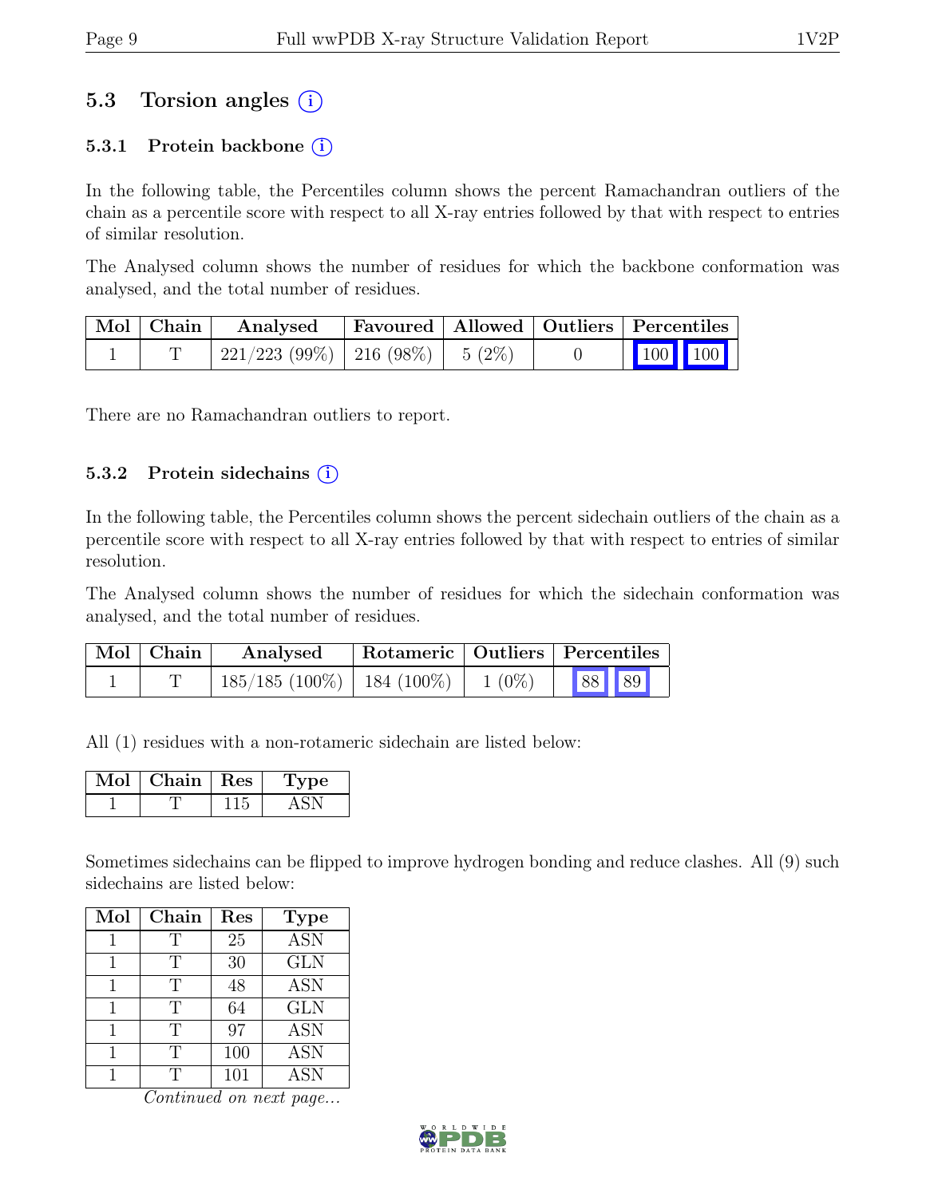## 5.3 Torsion angles (i)

### 5.3.1 Protein backbone (i)

In the following table, the Percentiles column shows the percent Ramachandran outliers of the chain as a percentile score with respect to all X-ray entries followed by that with respect to entries of similar resolution.

The Analysed column shows the number of residues for which the backbone conformation was analysed, and the total number of residues.

| Mol | Chain | Analysed | Favoured | Allowed | Outliers | Percentiles | |
|---|---|---|---|---|---|---|---|
| 1 | T | 221/223 (99%) | 216 (98%) | 5 (2%) | 0 | 100 | 100 |

There are no Ramachandran outliers to report.

### 5.3.2 Protein sidechains (i)

In the following table, the Percentiles column shows the percent sidechain outliers of the chain as a percentile score with respect to all X-ray entries followed by that with respect to entries of similar resolution.

The Analysed column shows the number of residues for which the sidechain conformation was analysed, and the total number of residues.

| Mol | Chain | Analysed | Rotameric | Outliers | Percentiles | |
|---|---|---|---|---|---|---|
| 1 | T | 185/185 (100%) | 184 (100%) | 1 (0%) | 88 | 89 |

All (1) residues with a non-rotameric sidechain are listed below:

| Mol | Chain | Res | Type |
|---|---|---|---|
| 1 | T | 115 | ASN |

Sometimes sidechains can be flipped to improve hydrogen bonding and reduce clashes. All (9) such sidechains are listed below:

| Mol | Chain | Res | Type |
|---|---|---|---|
| 1 | T | 25 | ASN |
| 1 | T | 30 | GLN |
| 1 | T | 48 | ASN |
| 1 | T | 64 | GLN |
| 1 | T | 97 | ASN |
| 1 | T | 100 | ASN |
| 1 | T | 101 | ASN |

*Continued on next page...*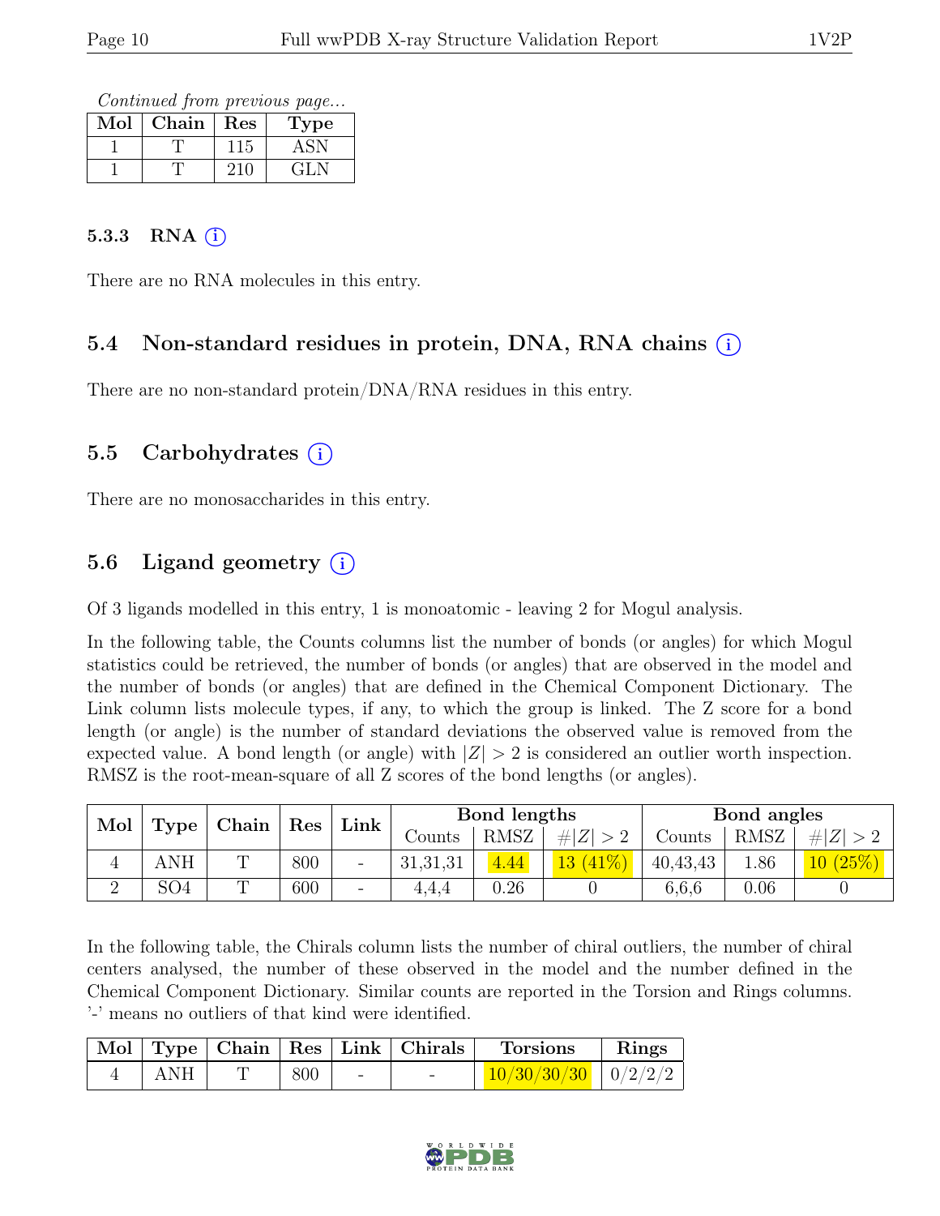*Continued from previous page...*

| Mol | Chain | Res | Type |
|---|---|---|---|
| 1 | T | 115 | ASN |
| 1 | T | 210 | GLN |

#### 5.3.3 RNA (i)

There are no RNA molecules in this entry.

### 5.4 Non-standard residues in protein, DNA, RNA chains (i)

There are no non-standard protein/DNA/RNA residues in this entry.

### 5.5 Carbohydrates (i)

There are no monosaccharides in this entry.

### 5.6 Ligand geometry (i)

Of 3 ligands modelled in this entry, 1 is monoatomic - leaving 2 for Mogul analysis.

In the following table, the Counts columns list the number of bonds (or angles) for which Mogul statistics could be retrieved, the number of bonds (or angles) that are observed in the model and the number of bonds (or angles) that are defined in the Chemical Component Dictionary. The Link column lists molecule types, if any, to which the group is linked. The Z score for a bond length (or angle) is the number of standard deviations the observed value is removed from the expected value. A bond length (or angle) with $|Z| > 2$ is considered an outlier worth inspection. RMSZ is the root-mean-square of all Z scores of the bond lengths (or angles).

| Mol | Type | Chain | Res | Link | Bond lengths | | | Bond angles | | |
|---|---|---|---|---|---|---|---|---|---|---|
| | | | | | Counts | RMSZ | $\#\|Z\| > 2$ | Counts | RMSZ | $\#\|Z\| > 2$ |
| 4 | ANH | T | 800 | - | 31,31,31 | 4.44 | 13 (41%) | 40,43,43 | 1.86 | 10 (25%) |
| 2 | SO4 | T | 600 | - | 4,4,4 | 0.26 | 0 | 6,6,6 | 0.06 | 0 |

In the following table, the Chirals column lists the number of chiral outliers, the number of chiral centers analysed, the number of these observed in the model and the number defined in the Chemical Component Dictionary. Similar counts are reported in the Torsion and Rings columns. '-' means no outliers of that kind were identified.

| Mol | Type | Chain | Res | Link | Chirals | Torsions | Rings |
|---|---|---|---|---|---|---|---|
| 4 | ANH | T | 800 | - | - | 10/30/30/30 | 0/2/2/2 |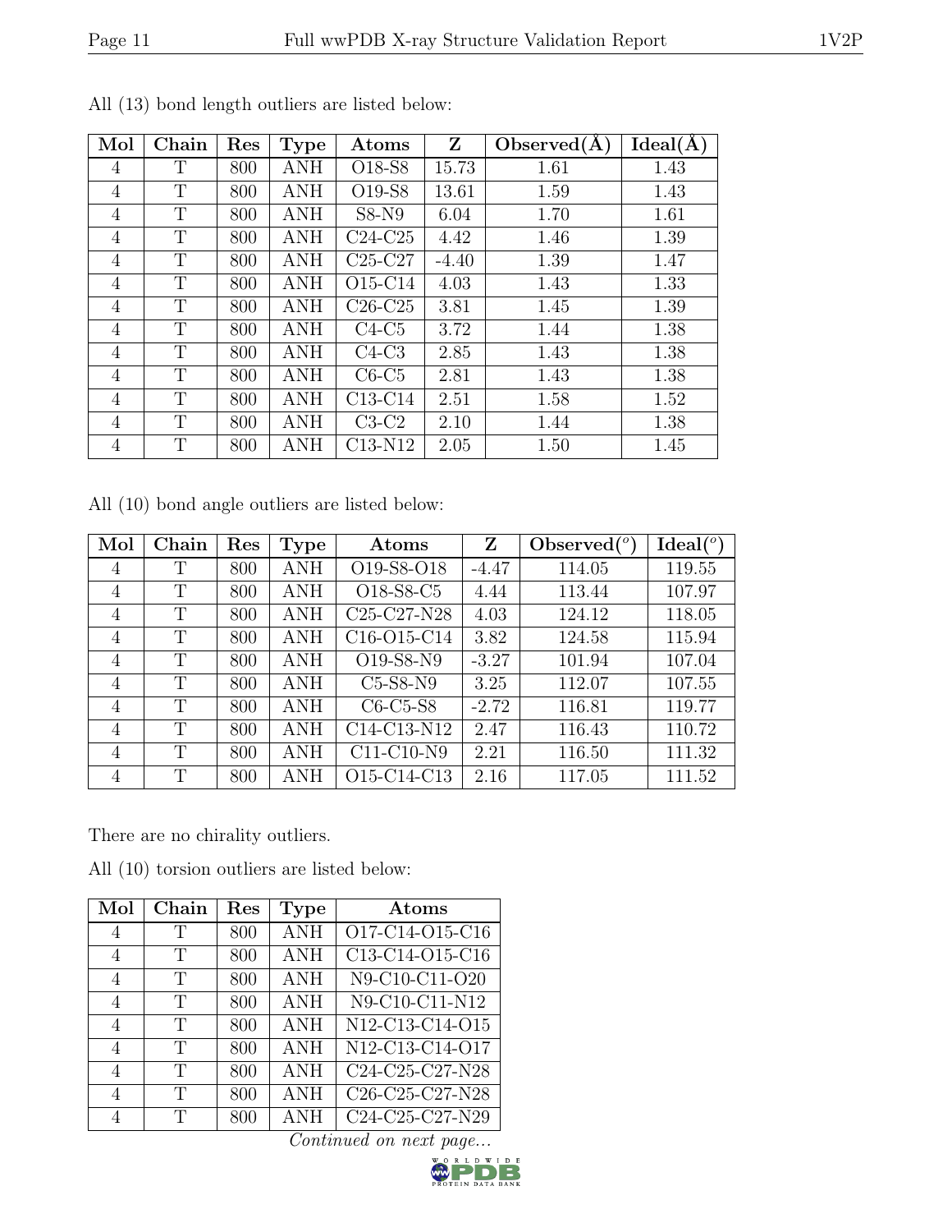All (13) bond length outliers are listed below:

| Mol | Chain | Res | Type | Atoms | Z | Observed(Å) | Ideal(Å) |
|---|---|---|---|---|---|---|---|
| 4 | T | 800 | ANH | O18-S8 | 15.73 | 1.61 | 1.43 |
| 4 | T | 800 | ANH | O19-S8 | 13.61 | 1.59 | 1.43 |
| 4 | T | 800 | ANH | S8-N9 | 6.04 | 1.70 | 1.61 |
| 4 | T | 800 | ANH | C24-C25 | 4.42 | 1.46 | 1.39 |
| 4 | T | 800 | ANH | C25-C27 | -4.40 | 1.39 | 1.47 |
| 4 | T | 800 | ANH | O15-C14 | 4.03 | 1.43 | 1.33 |
| 4 | T | 800 | ANH | C26-C25 | 3.81 | 1.45 | 1.39 |
| 4 | T | 800 | ANH | C4-C5 | 3.72 | 1.44 | 1.38 |
| 4 | T | 800 | ANH | C4-C3 | 2.85 | 1.43 | 1.38 |
| 4 | T | 800 | ANH | C6-C5 | 2.81 | 1.43 | 1.38 |
| 4 | T | 800 | ANH | C13-C14 | 2.51 | 1.58 | 1.52 |
| 4 | T | 800 | ANH | C3-C2 | 2.10 | 1.44 | 1.38 |
| 4 | T | 800 | ANH | C13-N12 | 2.05 | 1.50 | 1.45 |

All (10) bond angle outliers are listed below:

| Mol | Chain | Res | Type | Atoms | Z | Observed(°) | Ideal(°) |
|---|---|---|---|---|---|---|---|
| 4 | T | 800 | ANH | O19-S8-O18 | -4.47 | 114.05 | 119.55 |
| 4 | T | 800 | ANH | O18-S8-C5 | 4.44 | 113.44 | 107.97 |
| 4 | T | 800 | ANH | C25-C27-N28 | 4.03 | 124.12 | 118.05 |
| 4 | T | 800 | ANH | C16-O15-C14 | 3.82 | 124.58 | 115.94 |
| 4 | T | 800 | ANH | O19-S8-N9 | -3.27 | 101.94 | 107.04 |
| 4 | T | 800 | ANH | C5-S8-N9 | 3.25 | 112.07 | 107.55 |
| 4 | T | 800 | ANH | C6-C5-S8 | -2.72 | 116.81 | 119.77 |
| 4 | T | 800 | ANH | C14-C13-N12 | 2.47 | 116.43 | 110.72 |
| 4 | T | 800 | ANH | C11-C10-N9 | 2.21 | 116.50 | 111.32 |
| 4 | T | 800 | ANH | O15-C14-C13 | 2.16 | 117.05 | 111.52 |

There are no chirality outliers.

All (10) torsion outliers are listed below:

| Mol | Chain | Res | Type | Atoms |
|---|---|---|---|---|
| 4 | T | 800 | ANH | O17-C14-O15-C16 |
| 4 | T | 800 | ANH | C13-C14-O15-C16 |
| 4 | T | 800 | ANH | N9-C10-C11-O20 |
| 4 | T | 800 | ANH | N9-C10-C11-N12 |
| 4 | T | 800 | ANH | N12-C13-C14-O15 |
| 4 | T | 800 | ANH | N12-C13-C14-O17 |
| 4 | T | 800 | ANH | C24-C25-C27-N28 |
| 4 | T | 800 | ANH | C26-C25-C27-N28 |
| 4 | T | 800 | ANH | C24-C25-C27-N29 |

*Continued on next page...*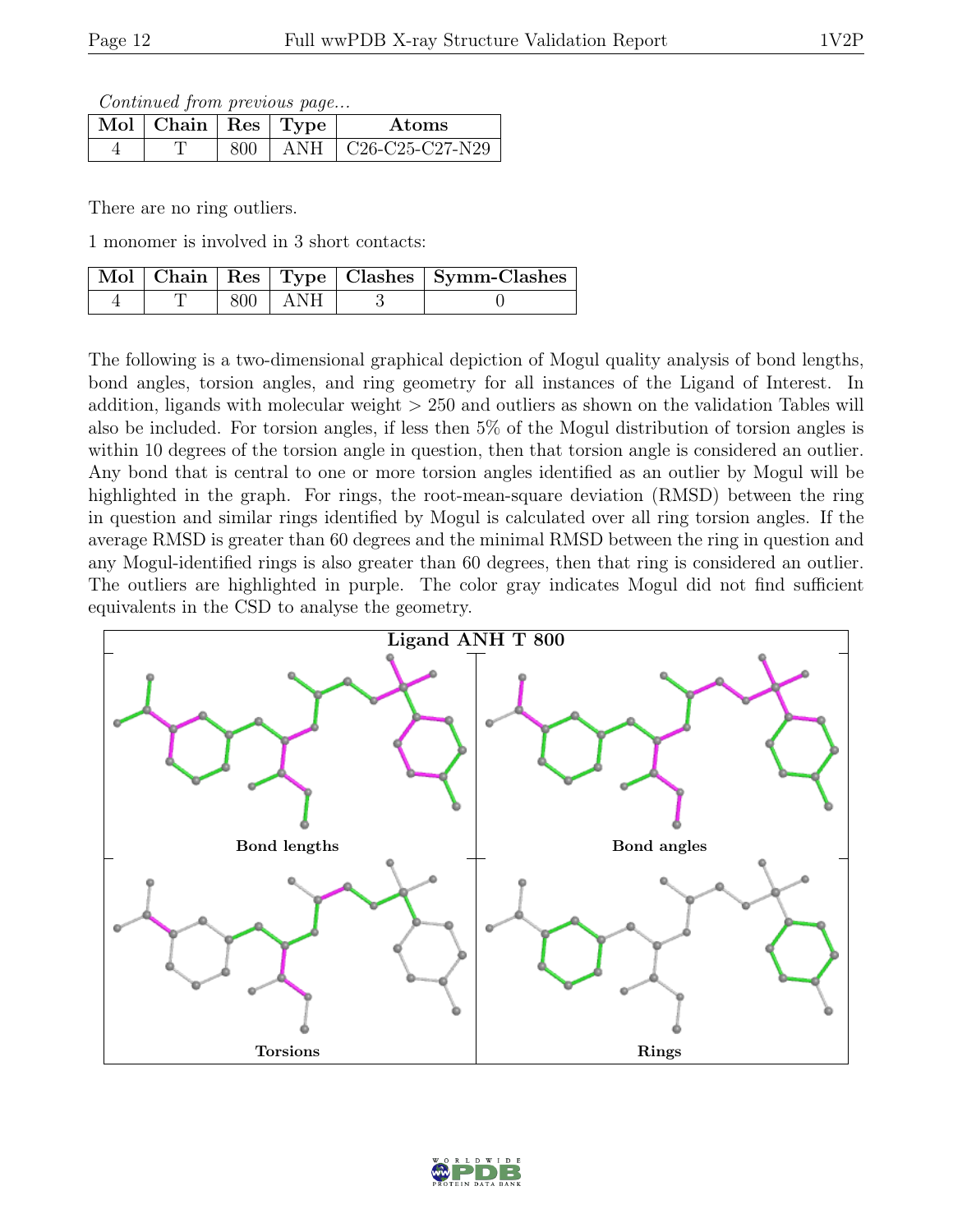*Continued from previous page...*

| Mol | Chain | Res | Type | Atoms |
|---|---|---|---|---|
| 4 | T | 800 | ANH | C26-C25-C27-N29 |

There are no ring outliers.

1 monomer is involved in 3 short contacts:

| Mol | Chain | Res | Type | Clashes | Symm-Clashes |
|---|---|---|---|---|---|
| 4 | T | 800 | ANH | 3 | 0 |

The following is a two-dimensional graphical depiction of Mogul quality analysis of bond lengths, bond angles, torsion angles, and ring geometry for all instances of the Ligand of Interest. In addition, ligands with molecular weight > 250 and outliers as shown on the validation Tables will also be included. For torsion angles, if less then 5% of the Mogul distribution of torsion angles is within 10 degrees of the torsion angle in question, then that torsion angle is considered an outlier. Any bond that is central to one or more torsion angles identified as an outlier by Mogul will be highlighted in the graph. For rings, the root-mean-square deviation (RMSD) between the ring in question and similar rings identified by Mogul is calculated over all ring torsion angles. If the average RMSD is greater than 60 degrees and the minimal RMSD between the ring in question and any Mogul-identified rings is also greater than 60 degrees, then that ring is considered an outlier. The outliers are highlighted in purple. The color gray indicates Mogul did not find sufficient equivalents in the CSD to analyse the geometry.

**Ligand ANH T 800**

Bond lengths | Bond angles | Torsions | Rings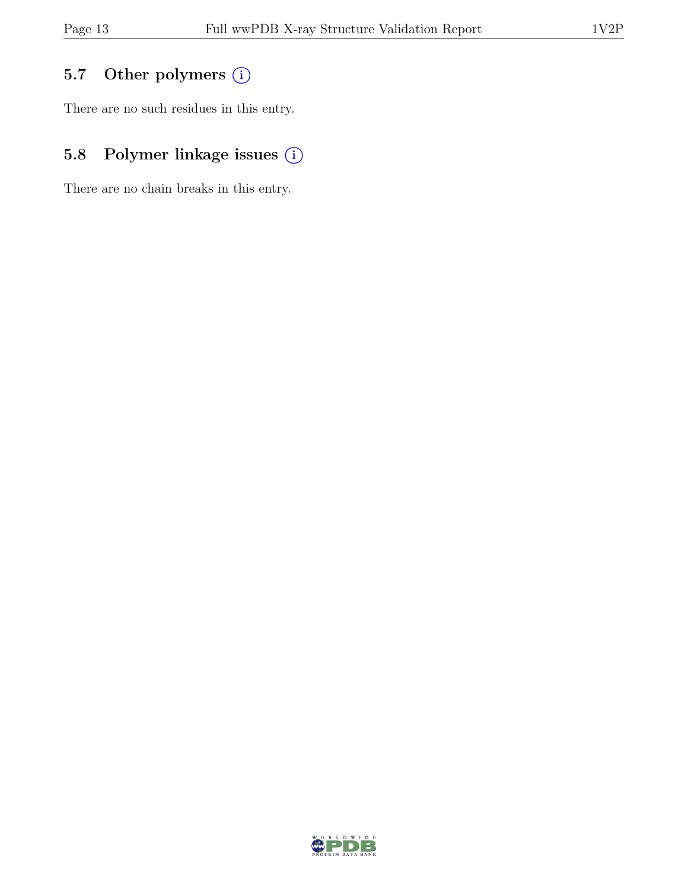### 5.7 Other polymers

There are no such residues in this entry.

### 5.8 Polymer linkage issues

There are no chain breaks in this entry.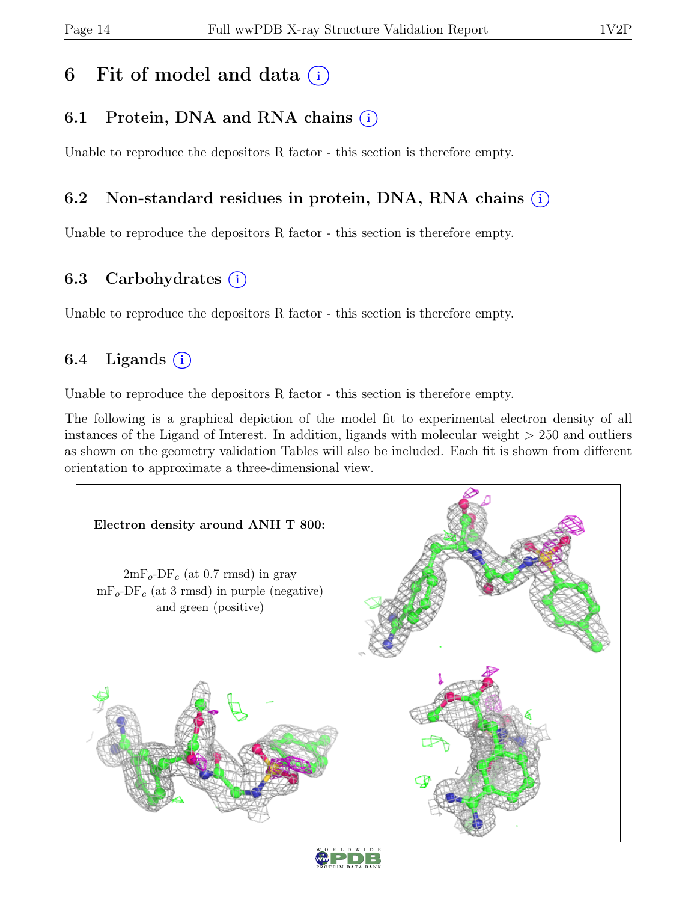# 6 Fit of model and data (i)

## 6.1 Protein, DNA and RNA chains (i)

Unable to reproduce the depositors R factor - this section is therefore empty.

## 6.2 Non-standard residues in protein, DNA, RNA chains (i)

Unable to reproduce the depositors R factor - this section is therefore empty.

## 6.3 Carbohydrates (i)

Unable to reproduce the depositors R factor - this section is therefore empty.

## 6.4 Ligands (i)

Unable to reproduce the depositors R factor - this section is therefore empty.

The following is a graphical depiction of the model fit to experimental electron density of all instances of the Ligand of Interest. In addition, ligands with molecular weight > 250 and outliers as shown on the geometry validation Tables will also be included. Each fit is shown from different orientation to approximate a three-dimensional view.

**Electron density around ANH T 800:**

$2mF_o$-$DF_c$ (at 0.7 rmsd) in gray
$mF_o$-$DF_c$ (at 3 rmsd) in purple (negative) and green (positive)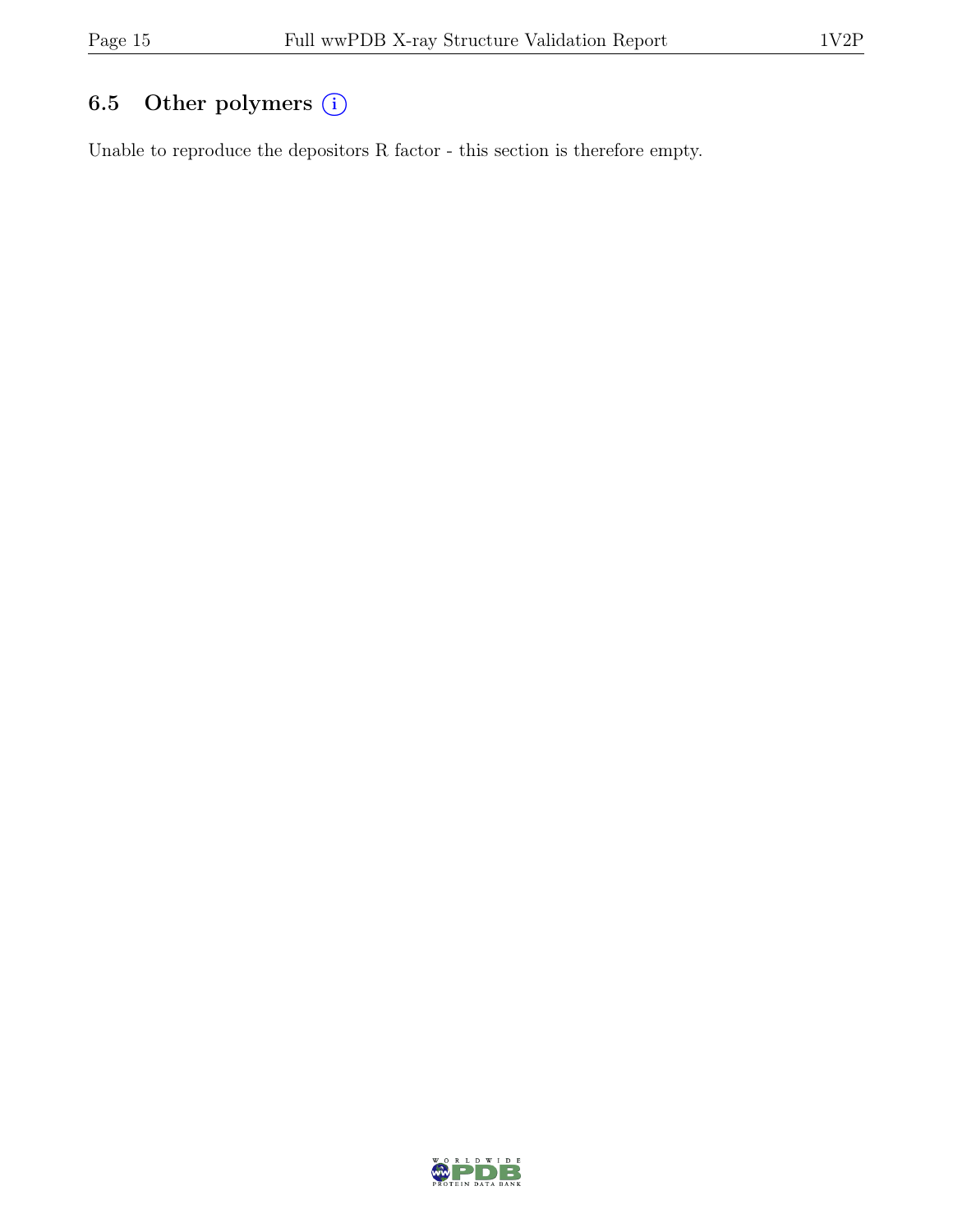## 6.5 Other polymers (i)

Unable to reproduce the depositors R factor - this section is therefore empty.